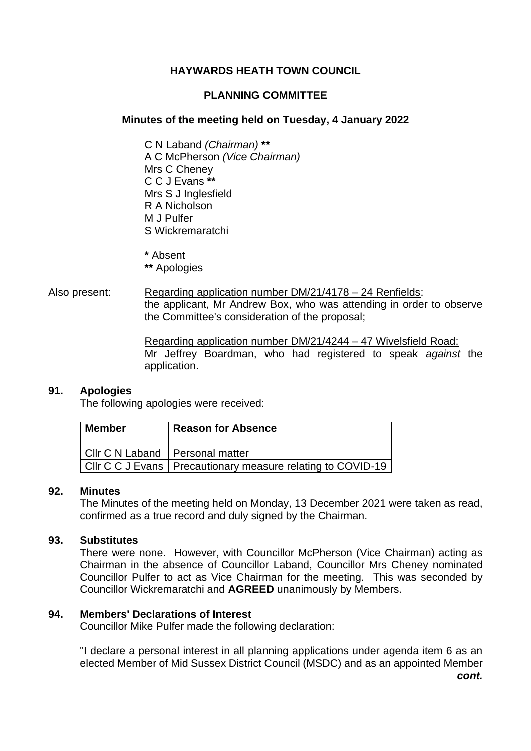# HAYWARDS HEATH TOWN COUNCIL

## PLANNING COMMITTEE

### Minutes of the meeting held on Tuesday, 4 January 2022

C N Laband *(Chairman)* **\*\***
A C McPherson *(Vice Chairman)*
Mrs C Cheney
C C J Evans **\*\***
Mrs S J Inglesfield
R A Nicholson
M J Pulfer
S Wickremaratchi

**\*** Absent
**\*\*** Apologies

Also present: Regarding application number DM/21/4178 – 24 Renfields: the applicant, Mr Andrew Box, who was attending in order to observe the Committee's consideration of the proposal;

Regarding application number DM/21/4244 – 47 Wivelsfield Road: Mr Jeffrey Boardman, who had registered to speak *against* the application.

**91. Apologies**

The following apologies were received:

| Member | Reason for Absence |
|---|---|
| Cllr C N Laband | Personal matter |
| Cllr C C J Evans | Precautionary measure relating to COVID-19 |

**92. Minutes**

The Minutes of the meeting held on Monday, 13 December 2021 were taken as read, confirmed as a true record and duly signed by the Chairman.

**93. Substitutes**

There were none. However, with Councillor McPherson (Vice Chairman) acting as Chairman in the absence of Councillor Laband, Councillor Mrs Cheney nominated Councillor Pulfer to act as Vice Chairman for the meeting. This was seconded by Councillor Wickremaratchi and **AGREED** unanimously by Members.

**94. Members' Declarations of Interest**

Councillor Mike Pulfer made the following declaration:

"I declare a personal interest in all planning applications under agenda item 6 as an elected Member of Mid Sussex District Council (MSDC) and as an appointed Member

***cont.***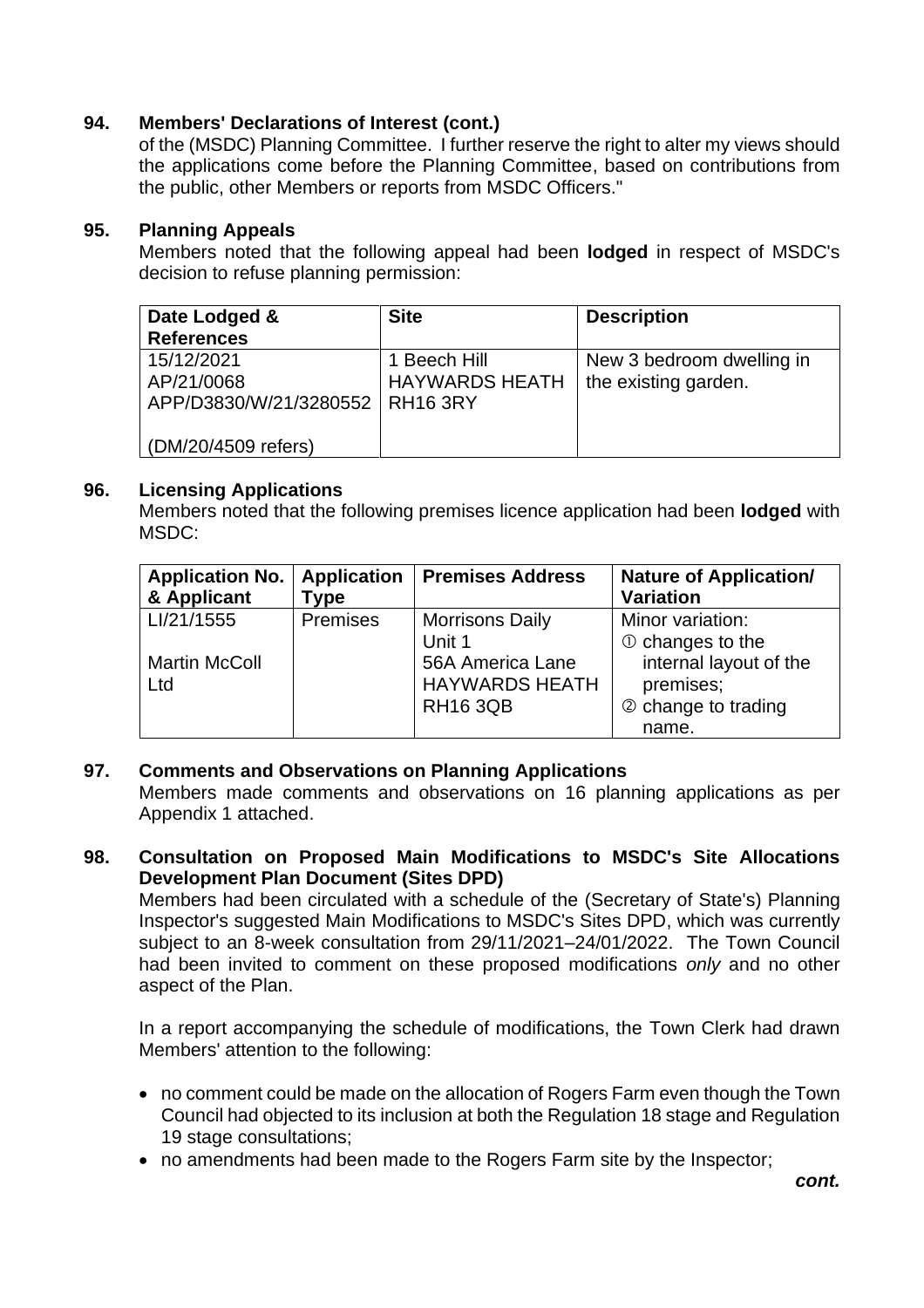**94. Members' Declarations of Interest (cont.)**

of the (MSDC) Planning Committee. I further reserve the right to alter my views should the applications come before the Planning Committee, based on contributions from the public, other Members or reports from MSDC Officers."

**95. Planning Appeals**

Members noted that the following appeal had been **lodged** in respect of MSDC's decision to refuse planning permission:

| Date Lodged & References | Site | Description |
|---|---|---|
| 15/12/2021<br>AP/21/0068<br>APP/D3830/W/21/3280552<br><br>(DM/20/4509 refers) | 1 Beech Hill<br>HAYWARDS HEATH<br>RH16 3RY | New 3 bedroom dwelling in the existing garden. |

**96. Licensing Applications**

Members noted that the following premises licence application had been **lodged** with MSDC:

| Application No. & Applicant | Application Type | Premises Address | Nature of Application/ Variation |
|---|---|---|---|
| LI/21/1555<br><br>Martin McColl Ltd | Premises | Morrisons Daily<br>Unit 1<br>56A America Lane<br>HAYWARDS HEATH<br>RH16 3QB | Minor variation:<br>① changes to the internal layout of the premises;<br>② change to trading name. |

**97. Comments and Observations on Planning Applications**

Members made comments and observations on 16 planning applications as per Appendix 1 attached.

**98. Consultation on Proposed Main Modifications to MSDC's Site Allocations Development Plan Document (Sites DPD)**

Members had been circulated with a schedule of the (Secretary of State's) Planning Inspector's suggested Main Modifications to MSDC's Sites DPD, which was currently subject to an 8-week consultation from 29/11/2021–24/01/2022. The Town Council had been invited to comment on these proposed modifications *only* and no other aspect of the Plan.

In a report accompanying the schedule of modifications, the Town Clerk had drawn Members' attention to the following:

- no comment could be made on the allocation of Rogers Farm even though the Town Council had objected to its inclusion at both the Regulation 18 stage and Regulation 19 stage consultations;
- no amendments had been made to the Rogers Farm site by the Inspector;

***cont.***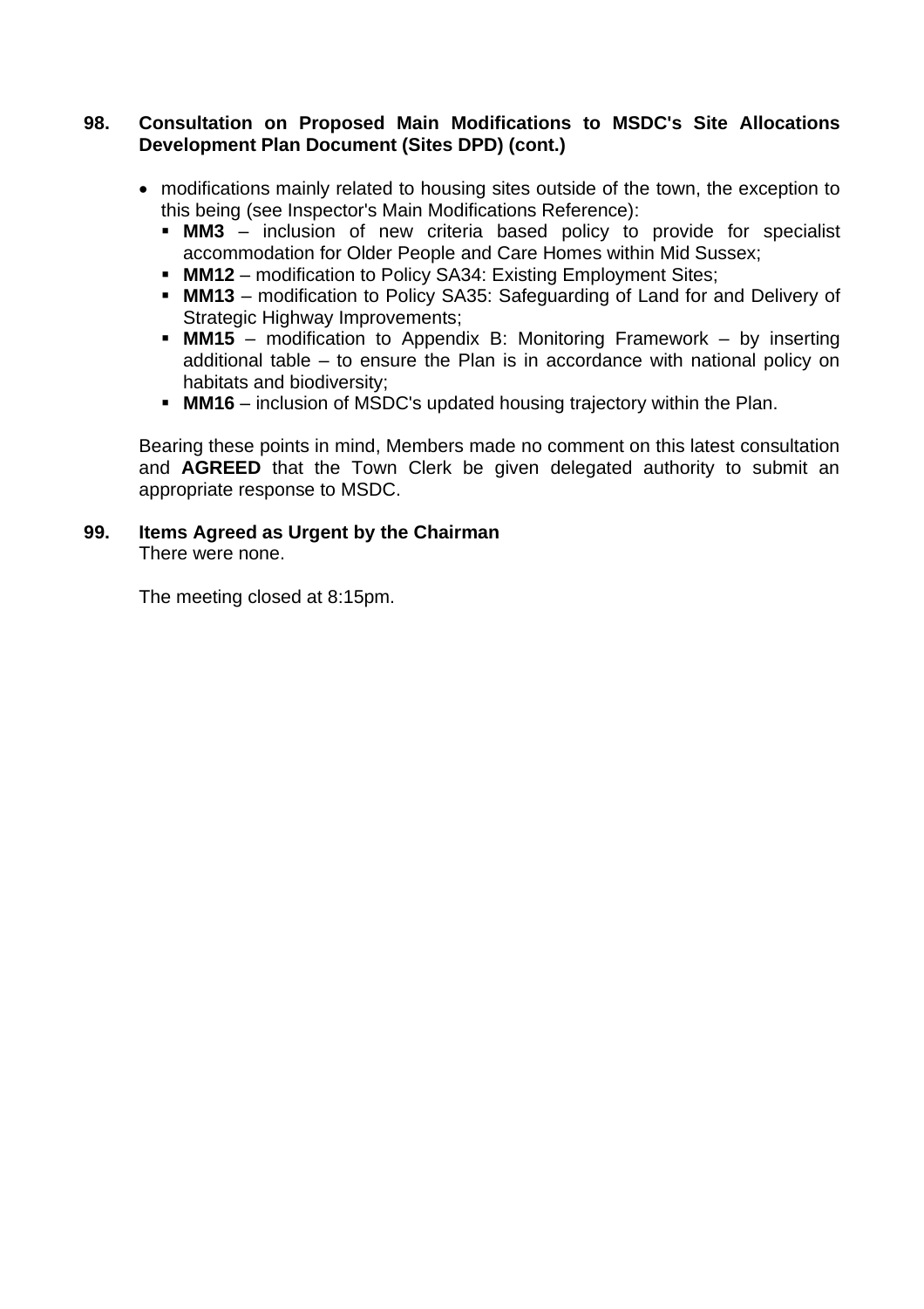**98. Consultation on Proposed Main Modifications to MSDC's Site Allocations Development Plan Document (Sites DPD) (cont.)**

- modifications mainly related to housing sites outside of the town, the exception to this being (see Inspector's Main Modifications Reference):
  - **MM3** – inclusion of new criteria based policy to provide for specialist accommodation for Older People and Care Homes within Mid Sussex;
  - **MM12** – modification to Policy SA34: Existing Employment Sites;
  - **MM13** – modification to Policy SA35: Safeguarding of Land for and Delivery of Strategic Highway Improvements;
  - **MM15** – modification to Appendix B: Monitoring Framework – by inserting additional table – to ensure the Plan is in accordance with national policy on habitats and biodiversity;
  - **MM16** – inclusion of MSDC's updated housing trajectory within the Plan.

Bearing these points in mind, Members made no comment on this latest consultation and **AGREED** that the Town Clerk be given delegated authority to submit an appropriate response to MSDC.

**99. Items Agreed as Urgent by the Chairman**

There were none.

The meeting closed at 8:15pm.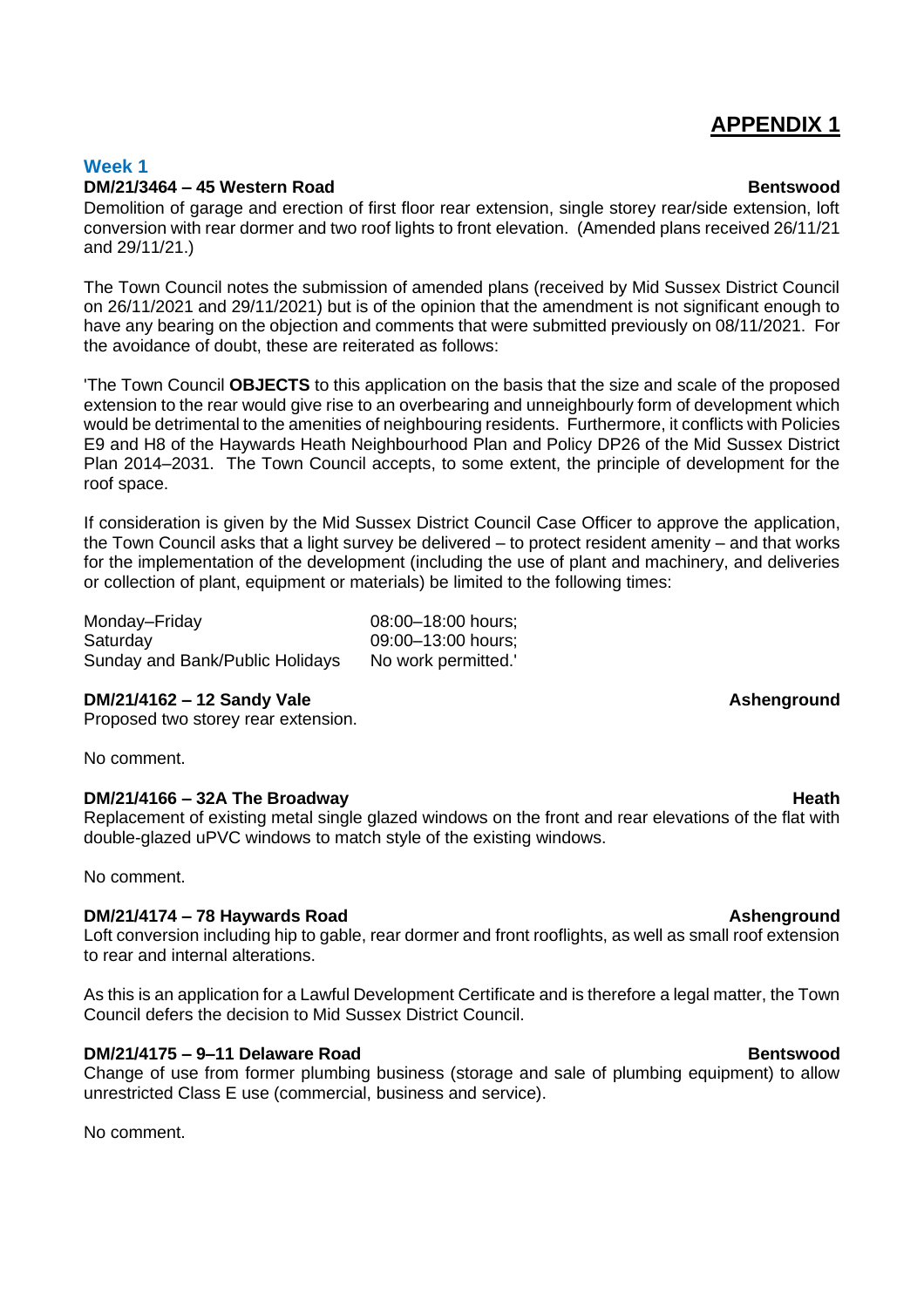# APPENDIX 1

## Week 1

**DM/21/3464 – 45 Western Road** **Bentswood**

Demolition of garage and erection of first floor rear extension, single storey rear/side extension, loft conversion with rear dormer and two roof lights to front elevation. (Amended plans received 26/11/21 and 29/11/21.)

The Town Council notes the submission of amended plans (received by Mid Sussex District Council on 26/11/2021 and 29/11/2021) but is of the opinion that the amendment is not significant enough to have any bearing on the objection and comments that were submitted previously on 08/11/2021. For the avoidance of doubt, these are reiterated as follows:

'The Town Council **OBJECTS** to this application on the basis that the size and scale of the proposed extension to the rear would give rise to an overbearing and unneighbourly form of development which would be detrimental to the amenities of neighbouring residents. Furthermore, it conflicts with Policies E9 and H8 of the Haywards Heath Neighbourhood Plan and Policy DP26 of the Mid Sussex District Plan 2014–2031. The Town Council accepts, to some extent, the principle of development for the roof space.

If consideration is given by the Mid Sussex District Council Case Officer to approve the application, the Town Council asks that a light survey be delivered – to protect resident amenity – and that works for the implementation of the development (including the use of plant and machinery, and deliveries or collection of plant, equipment or materials) be limited to the following times:

| | |
|---|---|
| Monday–Friday | 08:00–18:00 hours; |
| Saturday | 09:00–13:00 hours; |
| Sunday and Bank/Public Holidays | No work permitted.' |

**DM/21/4162 – 12 Sandy Vale** **Ashenground**

Proposed two storey rear extension.

No comment.

**DM/21/4166 – 32A The Broadway** **Heath**

Replacement of existing metal single glazed windows on the front and rear elevations of the flat with double-glazed uPVC windows to match style of the existing windows.

No comment.

**DM/21/4174 – 78 Haywards Road** **Ashenground**

Loft conversion including hip to gable, rear dormer and front rooflights, as well as small roof extension to rear and internal alterations.

As this is an application for a Lawful Development Certificate and is therefore a legal matter, the Town Council defers the decision to Mid Sussex District Council.

**DM/21/4175 – 9–11 Delaware Road** **Bentswood**

Change of use from former plumbing business (storage and sale of plumbing equipment) to allow unrestricted Class E use (commercial, business and service).

No comment.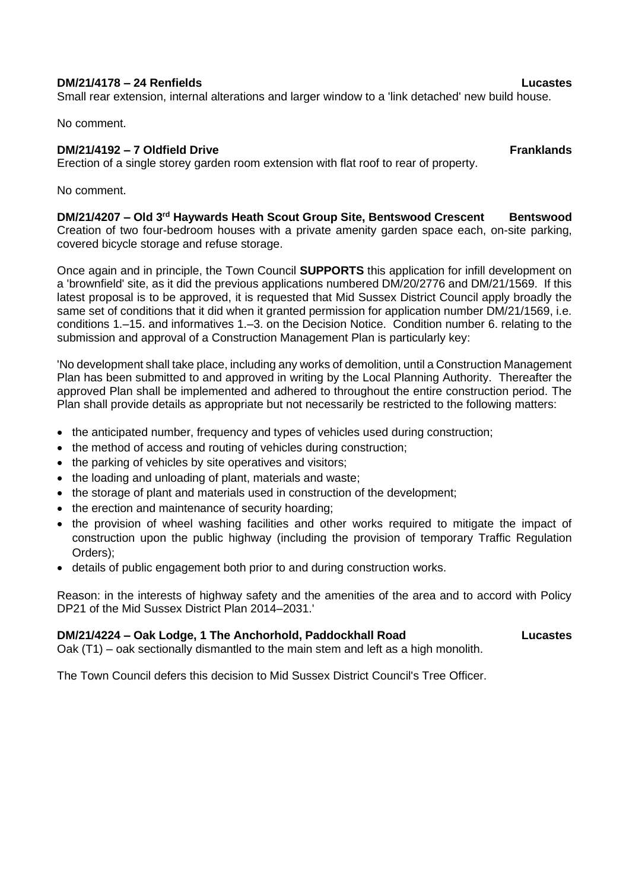**DM/21/4178 – 24 Renfields** **Lucastes**
Small rear extension, internal alterations and larger window to a 'link detached' new build house.

No comment.

**DM/21/4192 – 7 Oldfield Drive** **Franklands**
Erection of a single storey garden room extension with flat roof to rear of property.

No comment.

**DM/21/4207 – Old 3rd Haywards Heath Scout Group Site, Bentswood Crescent** **Bentswood**
Creation of two four-bedroom houses with a private amenity garden space each, on-site parking, covered bicycle storage and refuse storage.

Once again and in principle, the Town Council **SUPPORTS** this application for infill development on a 'brownfield' site, as it did the previous applications numbered DM/20/2776 and DM/21/1569. If this latest proposal is to be approved, it is requested that Mid Sussex District Council apply broadly the same set of conditions that it did when it granted permission for application number DM/21/1569, i.e. conditions 1.–15. and informatives 1.–3. on the Decision Notice. Condition number 6. relating to the submission and approval of a Construction Management Plan is particularly key:

'No development shall take place, including any works of demolition, until a Construction Management Plan has been submitted to and approved in writing by the Local Planning Authority. Thereafter the approved Plan shall be implemented and adhered to throughout the entire construction period. The Plan shall provide details as appropriate but not necessarily be restricted to the following matters:

- the anticipated number, frequency and types of vehicles used during construction;
- the method of access and routing of vehicles during construction;
- the parking of vehicles by site operatives and visitors;
- the loading and unloading of plant, materials and waste;
- the storage of plant and materials used in construction of the development;
- the erection and maintenance of security hoarding;
- the provision of wheel washing facilities and other works required to mitigate the impact of construction upon the public highway (including the provision of temporary Traffic Regulation Orders);
- details of public engagement both prior to and during construction works.

Reason: in the interests of highway safety and the amenities of the area and to accord with Policy DP21 of the Mid Sussex District Plan 2014–2031.'

**DM/21/4224 – Oak Lodge, 1 The Anchorhold, Paddockhall Road** **Lucastes**
Oak (T1) – oak sectionally dismantled to the main stem and left as a high monolith.

The Town Council defers this decision to Mid Sussex District Council's Tree Officer.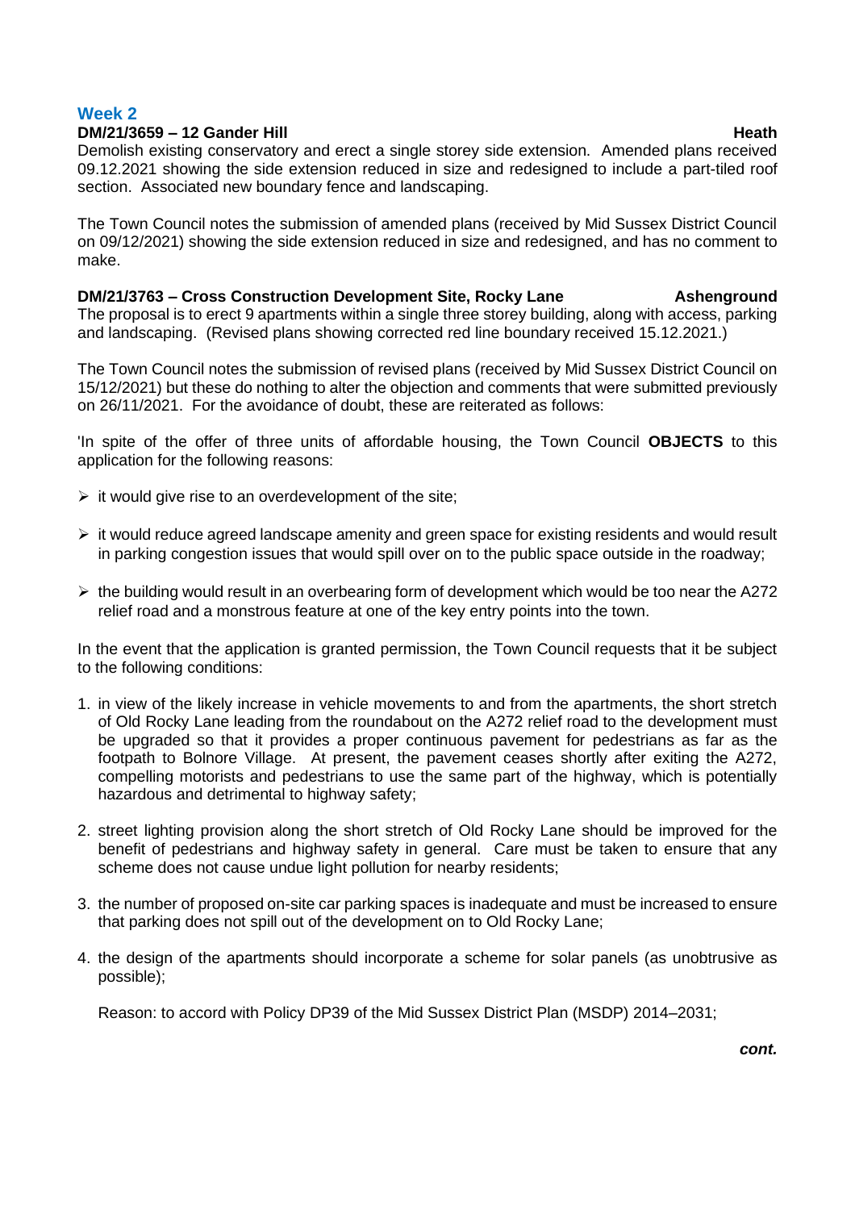## Week 2

**DM/21/3659 – 12 Gander Hill** **Heath**

Demolish existing conservatory and erect a single storey side extension. Amended plans received 09.12.2021 showing the side extension reduced in size and redesigned to include a part-tiled roof section. Associated new boundary fence and landscaping.

The Town Council notes the submission of amended plans (received by Mid Sussex District Council on 09/12/2021) showing the side extension reduced in size and redesigned, and has no comment to make.

**DM/21/3763 – Cross Construction Development Site, Rocky Lane** **Ashenground**

The proposal is to erect 9 apartments within a single three storey building, along with access, parking and landscaping. (Revised plans showing corrected red line boundary received 15.12.2021.)

The Town Council notes the submission of revised plans (received by Mid Sussex District Council on 15/12/2021) but these do nothing to alter the objection and comments that were submitted previously on 26/11/2021. For the avoidance of doubt, these are reiterated as follows:

'In spite of the offer of three units of affordable housing, the Town Council **OBJECTS** to this application for the following reasons:

- it would give rise to an overdevelopment of the site;
- it would reduce agreed landscape amenity and green space for existing residents and would result in parking congestion issues that would spill over on to the public space outside in the roadway;
- the building would result in an overbearing form of development which would be too near the A272 relief road and a monstrous feature at one of the key entry points into the town.

In the event that the application is granted permission, the Town Council requests that it be subject to the following conditions:

1. in view of the likely increase in vehicle movements to and from the apartments, the short stretch of Old Rocky Lane leading from the roundabout on the A272 relief road to the development must be upgraded so that it provides a proper continuous pavement for pedestrians as far as the footpath to Bolnore Village. At present, the pavement ceases shortly after exiting the A272, compelling motorists and pedestrians to use the same part of the highway, which is potentially hazardous and detrimental to highway safety;
2. street lighting provision along the short stretch of Old Rocky Lane should be improved for the benefit of pedestrians and highway safety in general. Care must be taken to ensure that any scheme does not cause undue light pollution for nearby residents;
3. the number of proposed on-site car parking spaces is inadequate and must be increased to ensure that parking does not spill out of the development on to Old Rocky Lane;
4. the design of the apartments should incorporate a scheme for solar panels (as unobtrusive as possible);

   Reason: to accord with Policy DP39 of the Mid Sussex District Plan (MSDP) 2014–2031;

***cont.***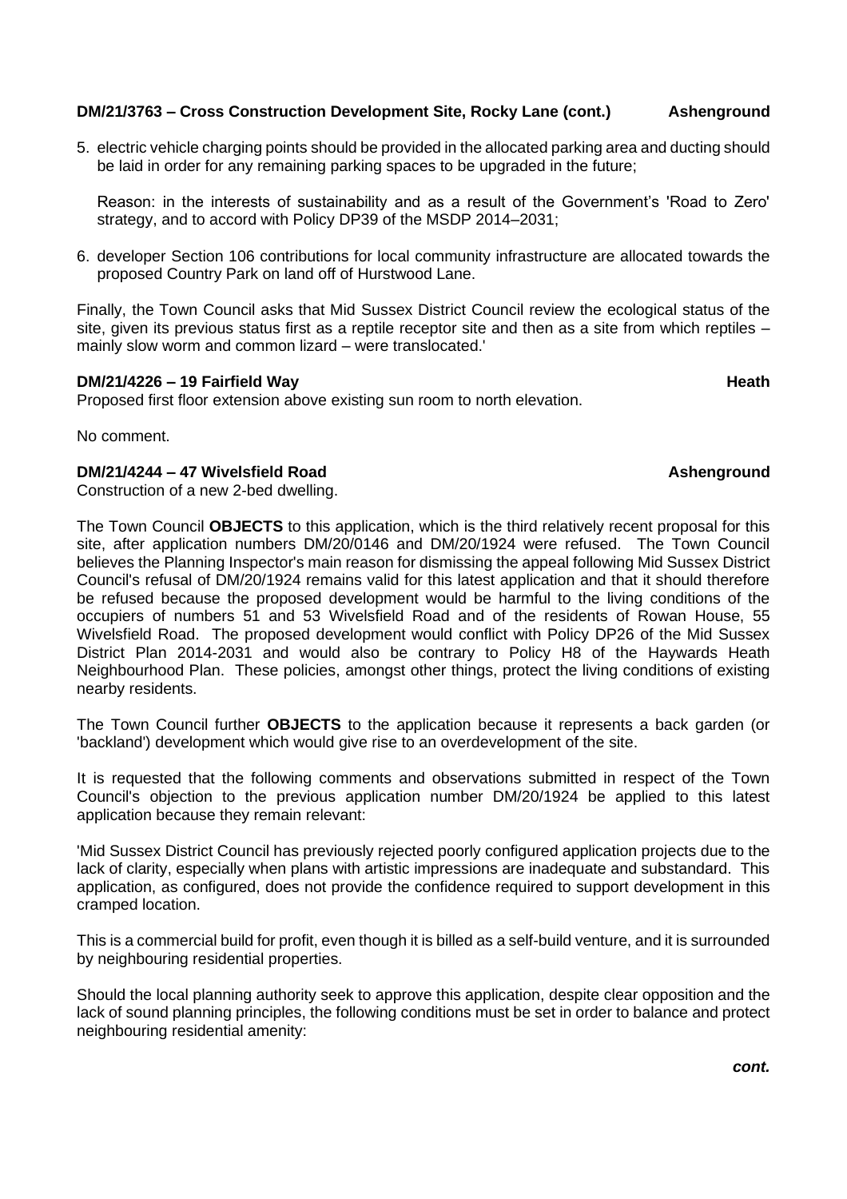**DM/21/3763 – Cross Construction Development Site, Rocky Lane (cont.)** **Ashenground**

5. electric vehicle charging points should be provided in the allocated parking area and ducting should be laid in order for any remaining parking spaces to be upgraded in the future;

   Reason: in the interests of sustainability and as a result of the Government's 'Road to Zero' strategy, and to accord with Policy DP39 of the MSDP 2014–2031;

6. developer Section 106 contributions for local community infrastructure are allocated towards the proposed Country Park on land off of Hurstwood Lane.

Finally, the Town Council asks that Mid Sussex District Council review the ecological status of the site, given its previous status first as a reptile receptor site and then as a site from which reptiles – mainly slow worm and common lizard – were translocated.'

**DM/21/4226 – 19 Fairfield Way** **Heath**

Proposed first floor extension above existing sun room to north elevation.

No comment.

**DM/21/4244 – 47 Wivelsfield Road** **Ashenground**

Construction of a new 2-bed dwelling.

The Town Council **OBJECTS** to this application, which is the third relatively recent proposal for this site, after application numbers DM/20/0146 and DM/20/1924 were refused. The Town Council believes the Planning Inspector's main reason for dismissing the appeal following Mid Sussex District Council's refusal of DM/20/1924 remains valid for this latest application and that it should therefore be refused because the proposed development would be harmful to the living conditions of the occupiers of numbers 51 and 53 Wivelsfield Road and of the residents of Rowan House, 55 Wivelsfield Road. The proposed development would conflict with Policy DP26 of the Mid Sussex District Plan 2014-2031 and would also be contrary to Policy H8 of the Haywards Heath Neighbourhood Plan. These policies, amongst other things, protect the living conditions of existing nearby residents.

The Town Council further **OBJECTS** to the application because it represents a back garden (or 'backland') development which would give rise to an overdevelopment of the site.

It is requested that the following comments and observations submitted in respect of the Town Council's objection to the previous application number DM/20/1924 be applied to this latest application because they remain relevant:

'Mid Sussex District Council has previously rejected poorly configured application projects due to the lack of clarity, especially when plans with artistic impressions are inadequate and substandard. This application, as configured, does not provide the confidence required to support development in this cramped location.

This is a commercial build for profit, even though it is billed as a self-build venture, and it is surrounded by neighbouring residential properties.

Should the local planning authority seek to approve this application, despite clear opposition and the lack of sound planning principles, the following conditions must be set in order to balance and protect neighbouring residential amenity:

***cont.***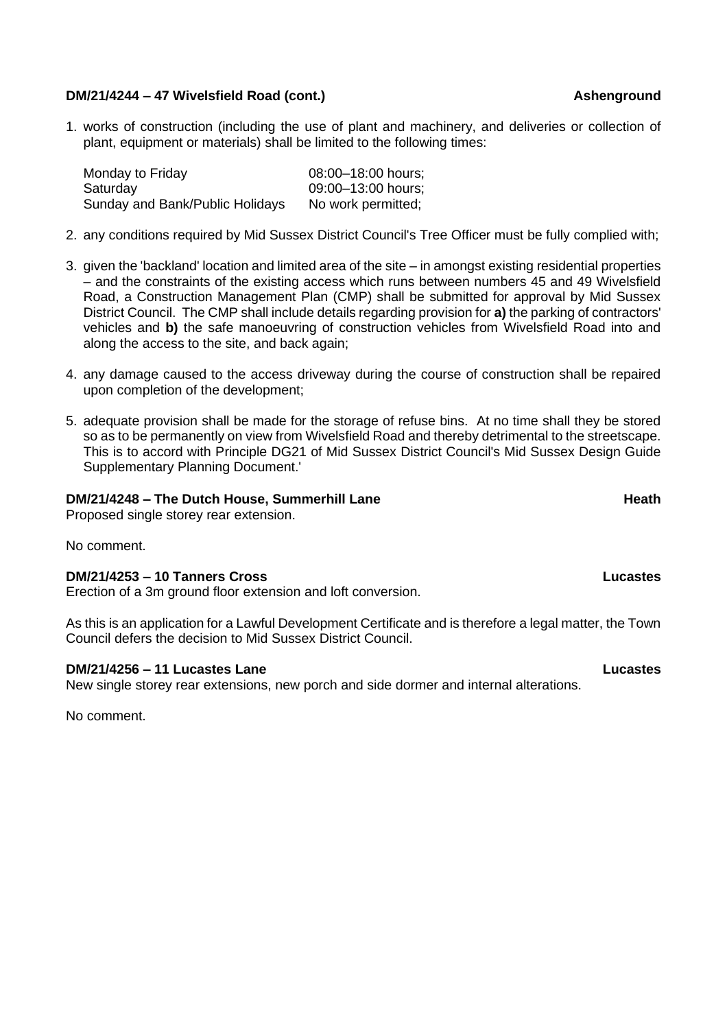**DM/21/4244 – 47 Wivelsfield Road (cont.)** **Ashenground**

1. works of construction (including the use of plant and machinery, and deliveries or collection of plant, equipment or materials) shall be limited to the following times:

| | |
|---|---|
| Monday to Friday | 08:00–18:00 hours; |
| Saturday | 09:00–13:00 hours; |
| Sunday and Bank/Public Holidays | No work permitted; |

2. any conditions required by Mid Sussex District Council's Tree Officer must be fully complied with;

3. given the 'backland' location and limited area of the site – in amongst existing residential properties – and the constraints of the existing access which runs between numbers 45 and 49 Wivelsfield Road, a Construction Management Plan (CMP) shall be submitted for approval by Mid Sussex District Council. The CMP shall include details regarding provision for **a)** the parking of contractors' vehicles and **b)** the safe manoeuvring of construction vehicles from Wivelsfield Road into and along the access to the site, and back again;

4. any damage caused to the access driveway during the course of construction shall be repaired upon completion of the development;

5. adequate provision shall be made for the storage of refuse bins. At no time shall they be stored so as to be permanently on view from Wivelsfield Road and thereby detrimental to the streetscape. This is to accord with Principle DG21 of Mid Sussex District Council's Mid Sussex Design Guide Supplementary Planning Document.'

**DM/21/4248 – The Dutch House, Summerhill Lane** **Heath**
Proposed single storey rear extension.

No comment.

**DM/21/4253 – 10 Tanners Cross** **Lucastes**
Erection of a 3m ground floor extension and loft conversion.

As this is an application for a Lawful Development Certificate and is therefore a legal matter, the Town Council defers the decision to Mid Sussex District Council.

**DM/21/4256 – 11 Lucastes Lane** **Lucastes**
New single storey rear extensions, new porch and side dormer and internal alterations.

No comment.